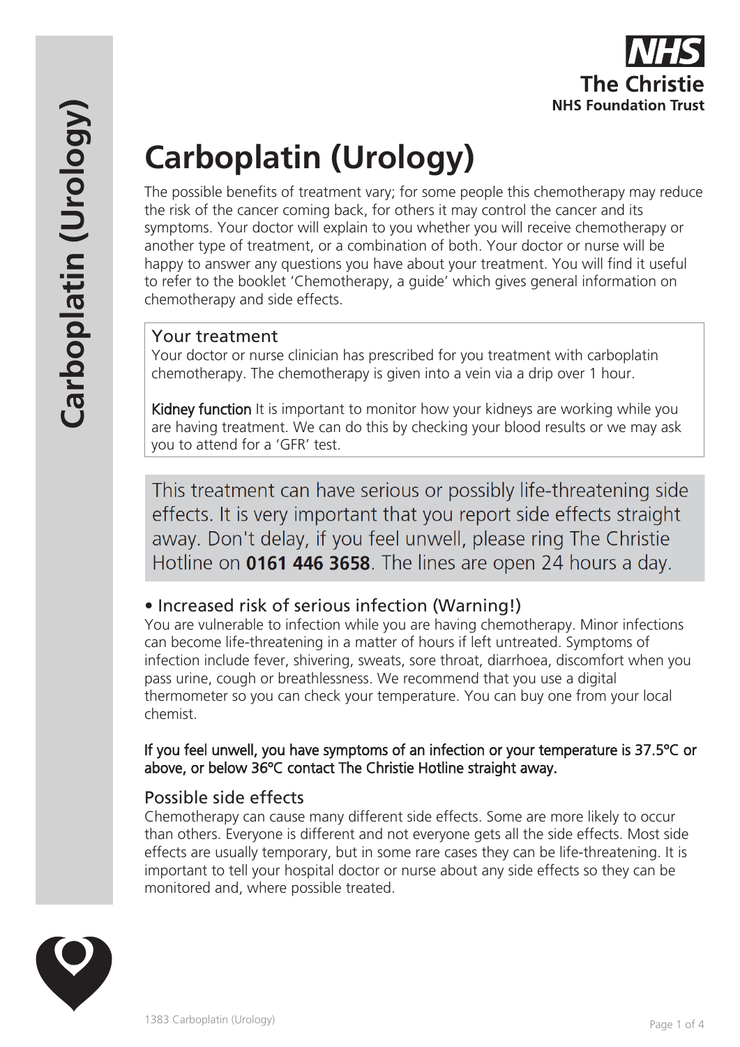# Carboplatin (Urology)

The possible benefits of treatment vary; for some people this chemotherapy may reduce the risk of the cancer coming back, for others it may control the cancer and its symptoms. Your doctor will explain to you whether you will receive chemotherapy or another type of treatment, or a combination of both. Your doctor or nurse will be happy to answer any questions you have about your treatment. You will find it useful to refer to the booklet 'Chemotherapy, a guide' which gives general information on chemotherapy and side effects.

## Your treatment

Your doctor or nurse clinician has prescribed for you treatment with carboplatin chemotherapy. The chemotherapy is given into a vein via a drip over 1 hour.

**Kidney function** It is important to monitor how your kidneys are working while you are having treatment. We can do this by checking your blood results or we may ask you to attend for a 'GFR' test.

This treatment can have serious or possibly life-threatening side effects. It is very important that you report side effects straight away. Don't delay, if you feel unwell, please ring The Christie Hotline on **0161 446 3658**. The lines are open 24 hours a day.

## • Increased risk of serious infection (Warning!)

You are vulnerable to infection while you are having chemotherapy. Minor infections can become life-threatening in a matter of hours if left untreated. Symptoms of infection include fever, shivering, sweats, sore throat, diarrhoea, discomfort when you pass urine, cough or breathlessness. We recommend that you use a digital thermometer so you can check your temperature. You can buy one from your local chemist.

**If you feel unwell, you have symptoms of an infection or your temperature is 37.5ºC or above, or below 36ºC contact The Christie Hotline straight away.**

## Possible side effects

Chemotherapy can cause many different side effects. Some are more likely to occur than others. Everyone is different and not everyone gets all the side effects. Most side effects are usually temporary, but in some rare cases they can be life-threatening. It is important to tell your hospital doctor or nurse about any side effects so they can be monitored and, where possible treated.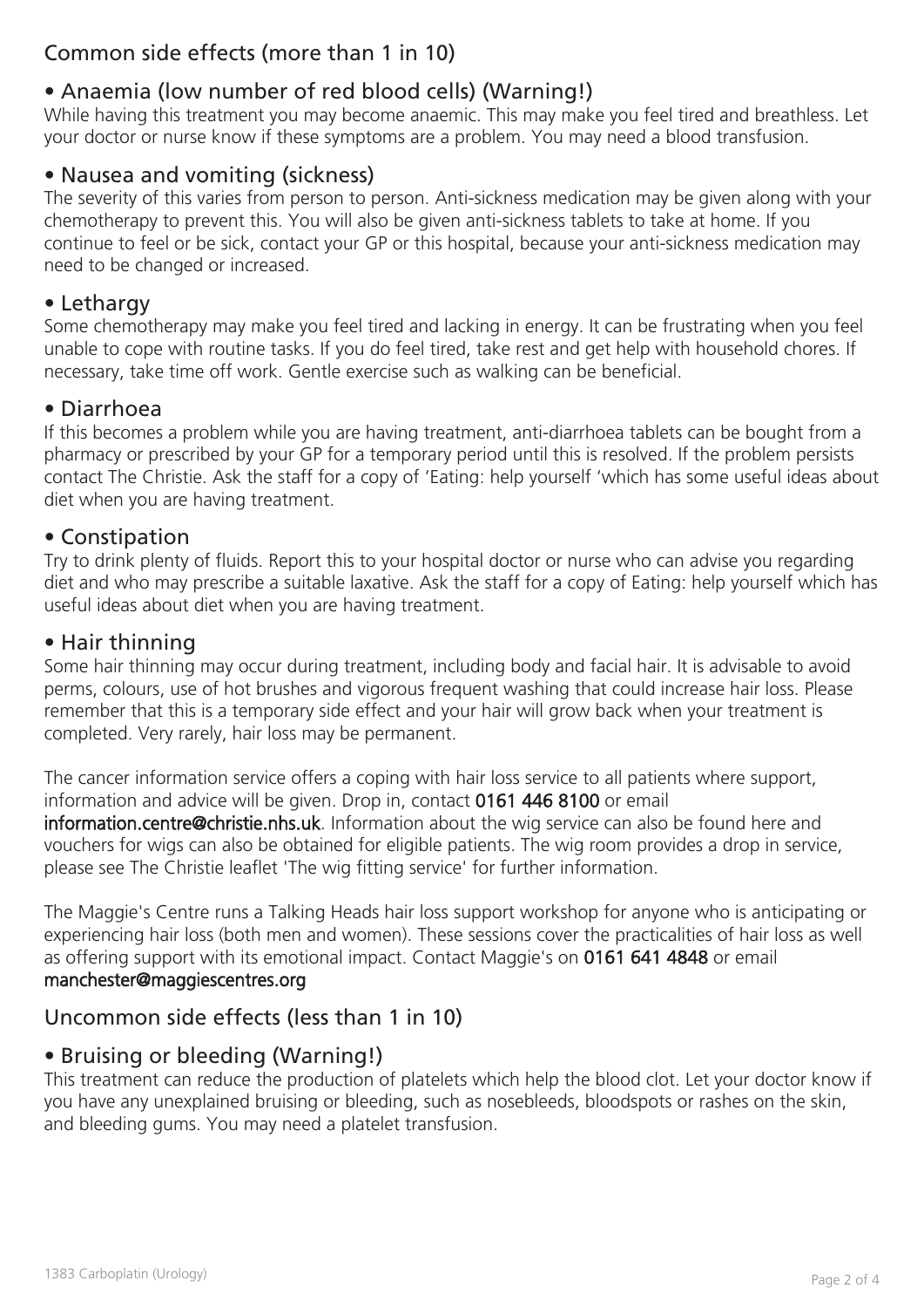## Common side effects (more than 1 in 10)

### • Anaemia (low number of red blood cells) (Warning!)

While having this treatment you may become anaemic. This may make you feel tired and breathless. Let your doctor or nurse know if these symptoms are a problem. You may need a blood transfusion.

### • Nausea and vomiting (sickness)

The severity of this varies from person to person. Anti-sickness medication may be given along with your chemotherapy to prevent this. You will also be given anti-sickness tablets to take at home. If you continue to feel or be sick, contact your GP or this hospital, because your anti-sickness medication may need to be changed or increased.

### • Lethargy

Some chemotherapy may make you feel tired and lacking in energy. It can be frustrating when you feel unable to cope with routine tasks. If you do feel tired, take rest and get help with household chores. If necessary, take time off work. Gentle exercise such as walking can be beneficial.

### • Diarrhoea

If this becomes a problem while you are having treatment, anti-diarrhoea tablets can be bought from a pharmacy or prescribed by your GP for a temporary period until this is resolved. If the problem persists contact The Christie. Ask the staff for a copy of 'Eating: help yourself 'which has some useful ideas about diet when you are having treatment.

### • Constipation

Try to drink plenty of fluids. Report this to your hospital doctor or nurse who can advise you regarding diet and who may prescribe a suitable laxative. Ask the staff for a copy of Eating: help yourself which has useful ideas about diet when you are having treatment.

### • Hair thinning

Some hair thinning may occur during treatment, including body and facial hair. It is advisable to avoid perms, colours, use of hot brushes and vigorous frequent washing that could increase hair loss. Please remember that this is a temporary side effect and your hair will grow back when your treatment is completed. Very rarely, hair loss may be permanent.

The cancer information service offers a coping with hair loss service to all patients where support, information and advice will be given. Drop in, contact **0161 446 8100** or email **information.centre@christie.nhs.uk**. Information about the wig service can also be found here and vouchers for wigs can also be obtained for eligible patients. The wig room provides a drop in service, please see The Christie leaflet 'The wig fitting service' for further information.

The Maggie's Centre runs a Talking Heads hair loss support workshop for anyone who is anticipating or experiencing hair loss (both men and women). These sessions cover the practicalities of hair loss as well as offering support with its emotional impact. Contact Maggie's on **0161 641 4848** or email **manchester@maggiescentres.org**

## Uncommon side effects (less than 1 in 10)

### • Bruising or bleeding (Warning!)

This treatment can reduce the production of platelets which help the blood clot. Let your doctor know if you have any unexplained bruising or bleeding, such as nosebleeds, bloodspots or rashes on the skin, and bleeding gums. You may need a platelet transfusion.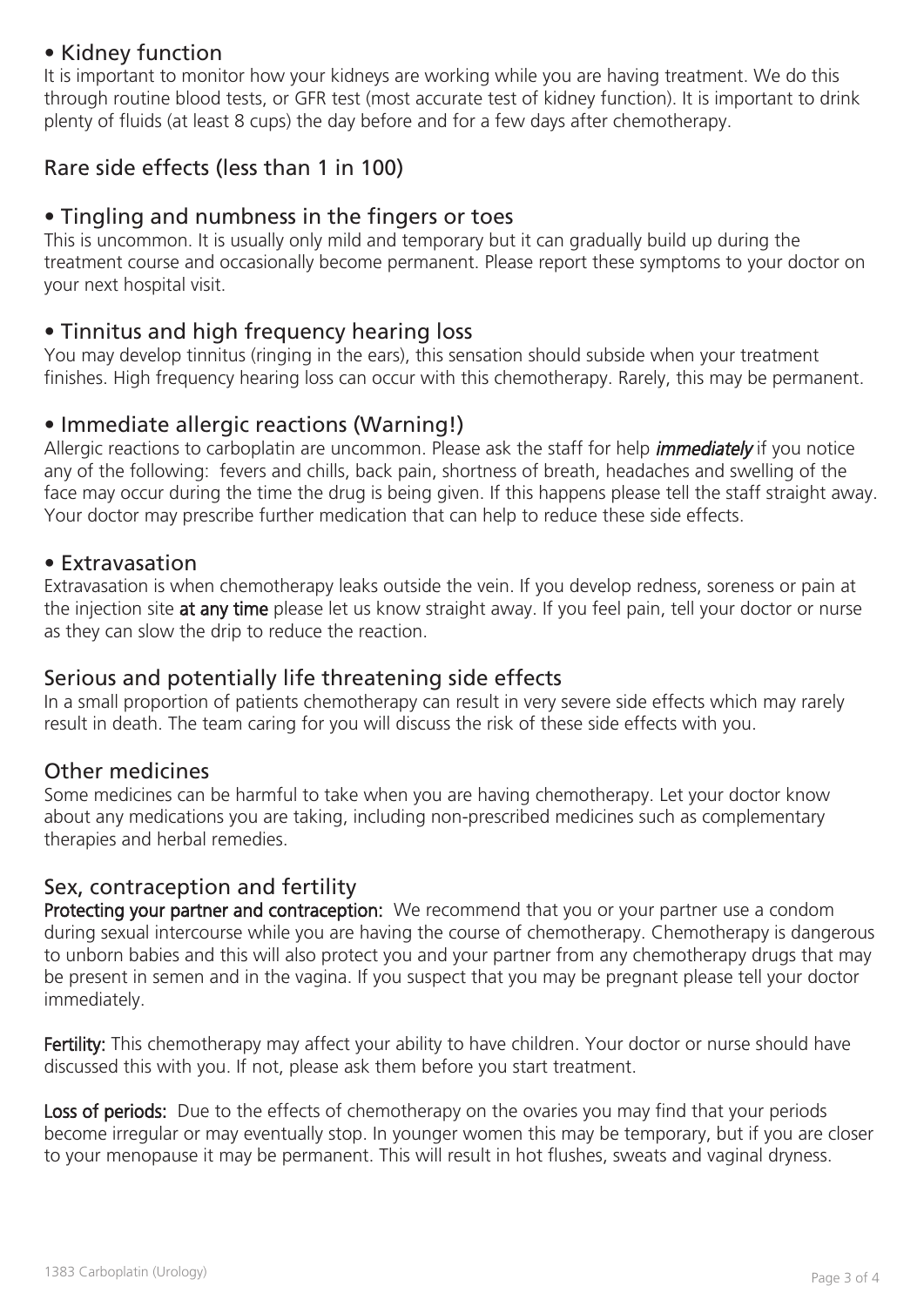## • Kidney function

It is important to monitor how your kidneys are working while you are having treatment. We do this through routine blood tests, or GFR test (most accurate test of kidney function). It is important to drink plenty of fluids (at least 8 cups) the day before and for a few days after chemotherapy.

## Rare side effects (less than 1 in 100)

## • Tingling and numbness in the fingers or toes

This is uncommon. It is usually only mild and temporary but it can gradually build up during the treatment course and occasionally become permanent. Please report these symptoms to your doctor on your next hospital visit.

## • Tinnitus and high frequency hearing loss

You may develop tinnitus (ringing in the ears), this sensation should subside when your treatment finishes. High frequency hearing loss can occur with this chemotherapy. Rarely, this may be permanent.

## • Immediate allergic reactions (Warning!)

Allergic reactions to carboplatin are uncommon. Please ask the staff for help ***immediately*** if you notice any of the following: fevers and chills, back pain, shortness of breath, headaches and swelling of the face may occur during the time the drug is being given. If this happens please tell the staff straight away. Your doctor may prescribe further medication that can help to reduce these side effects.

## • Extravasation

Extravasation is when chemotherapy leaks outside the vein. If you develop redness, soreness or pain at the injection site **at any time** please let us know straight away. If you feel pain, tell your doctor or nurse as they can slow the drip to reduce the reaction.

## Serious and potentially life threatening side effects

In a small proportion of patients chemotherapy can result in very severe side effects which may rarely result in death. The team caring for you will discuss the risk of these side effects with you.

## Other medicines

Some medicines can be harmful to take when you are having chemotherapy. Let your doctor know about any medications you are taking, including non-prescribed medicines such as complementary therapies and herbal remedies.

## Sex, contraception and fertility

**Protecting your partner and contraception:** We recommend that you or your partner use a condom during sexual intercourse while you are having the course of chemotherapy. Chemotherapy is dangerous to unborn babies and this will also protect you and your partner from any chemotherapy drugs that may be present in semen and in the vagina. If you suspect that you may be pregnant please tell your doctor immediately.

**Fertility:** This chemotherapy may affect your ability to have children. Your doctor or nurse should have discussed this with you. If not, please ask them before you start treatment.

**Loss of periods:** Due to the effects of chemotherapy on the ovaries you may find that your periods become irregular or may eventually stop. In younger women this may be temporary, but if you are closer to your menopause it may be permanent. This will result in hot flushes, sweats and vaginal dryness.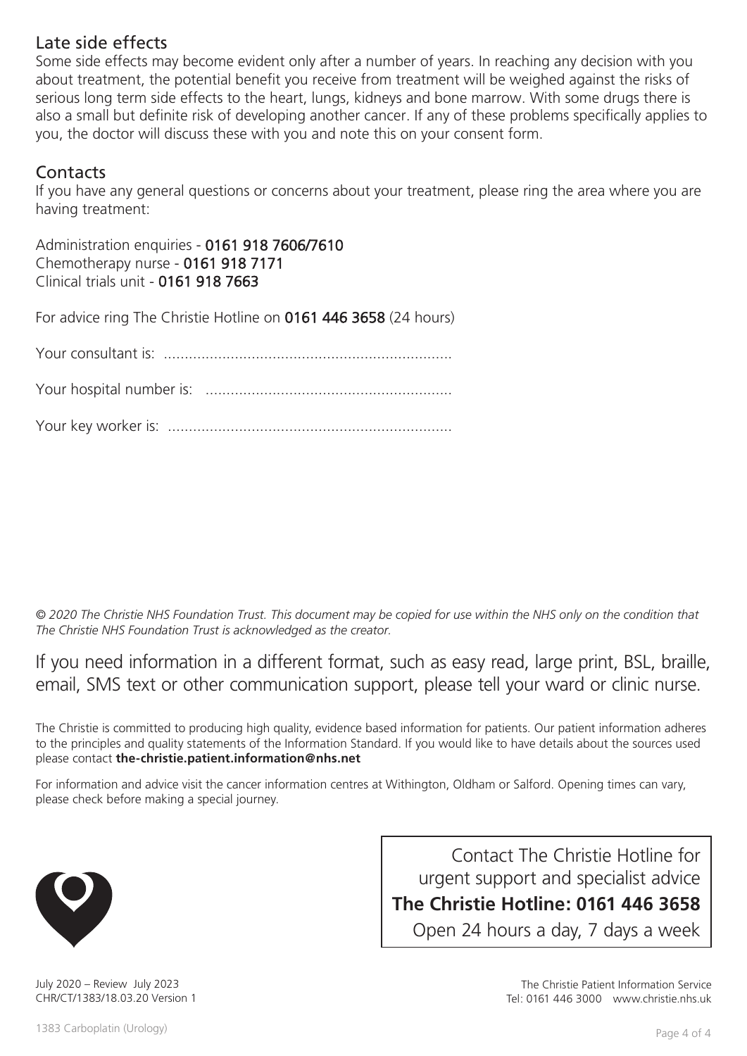## Late side effects

Some side effects may become evident only after a number of years. In reaching any decision with you about treatment, the potential benefit you receive from treatment will be weighed against the risks of serious long term side effects to the heart, lungs, kidneys and bone marrow. With some drugs there is also a small but definite risk of developing another cancer. If any of these problems specifically applies to you, the doctor will discuss these with you and note this on your consent form.

## Contacts

If you have any general questions or concerns about your treatment, please ring the area where you are having treatment:

Administration enquiries - 0161 918 7606/7610
Chemotherapy nurse - 0161 918 7171
Clinical trials unit - 0161 918 7663

For advice ring The Christie Hotline on 0161 446 3658 (24 hours)

Your consultant is: ....................................................................

Your hospital number is: ...........................................................

Your key worker is: ....................................................................

*© 2020 The Christie NHS Foundation Trust. This document may be copied for use within the NHS only on the condition that The Christie NHS Foundation Trust is acknowledged as the creator.*

If you need information in a different format, such as easy read, large print, BSL, braille, email, SMS text or other communication support, please tell your ward or clinic nurse.

The Christie is committed to producing high quality, evidence based information for patients. Our patient information adheres to the principles and quality statements of the Information Standard. If you would like to have details about the sources used please contact **the-christie.patient.information@nhs.net**

For information and advice visit the cancer information centres at Withington, Oldham or Salford. Opening times can vary, please check before making a special journey.

Contact The Christie Hotline for urgent support and specialist advice
**The Christie Hotline: 0161 446 3658**
Open 24 hours a day, 7 days a week

July 2020 – Review July 2023
CHR/CT/1383/18.03.20 Version 1

The Christie Patient Information Service
Tel: 0161 446 3000 www.christie.nhs.uk

1383 Carboplatin (Urology)